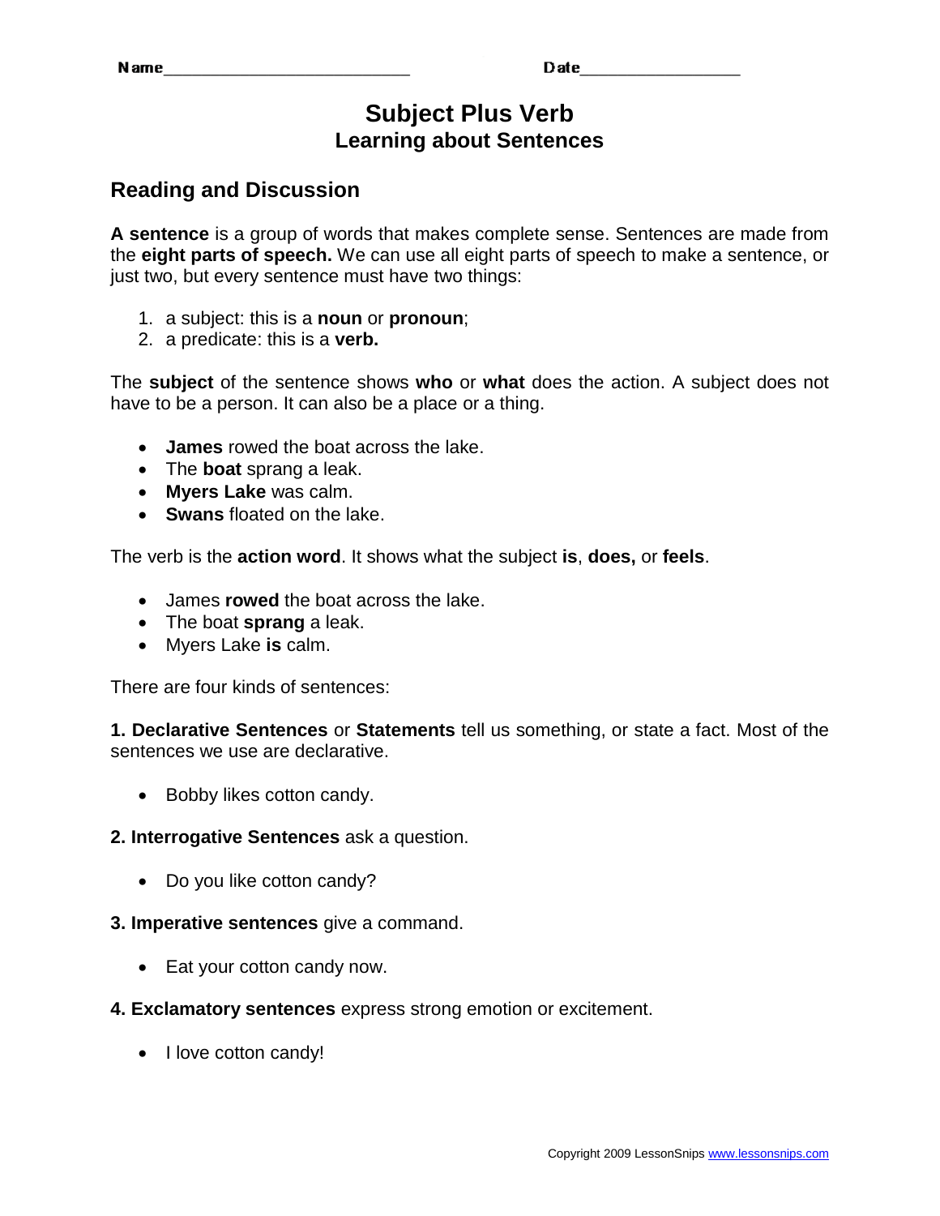Name_____________________________ Date___________________

# Subject Plus Verb
## Learning about Sentences

## Reading and Discussion

**A sentence** is a group of words that makes complete sense. Sentences are made from the **eight parts of speech.** We can use all eight parts of speech to make a sentence, or just two, but every sentence must have two things:

1. a subject: this is a **noun** or **pronoun**;
2. a predicate: this is a **verb.**

The **subject** of the sentence shows **who** or **what** does the action. A subject does not have to be a person. It can also be a place or a thing.

- **James** rowed the boat across the lake.
- The **boat** sprang a leak.
- **Myers Lake** was calm.
- **Swans** floated on the lake.

The verb is the **action word**. It shows what the subject **is**, **does,** or **feels**.

- James **rowed** the boat across the lake.
- The boat **sprang** a leak.
- Myers Lake **is** calm.

There are four kinds of sentences:

**1. Declarative Sentences** or **Statements** tell us something, or state a fact. Most of the sentences we use are declarative.

- Bobby likes cotton candy.

**2. Interrogative Sentences** ask a question.

- Do you like cotton candy?

**3. Imperative sentences** give a command.

- Eat your cotton candy now.

**4. Exclamatory sentences** express strong emotion or excitement.

- I love cotton candy!

Copyright 2009 LessonSnips www.lessonsnips.com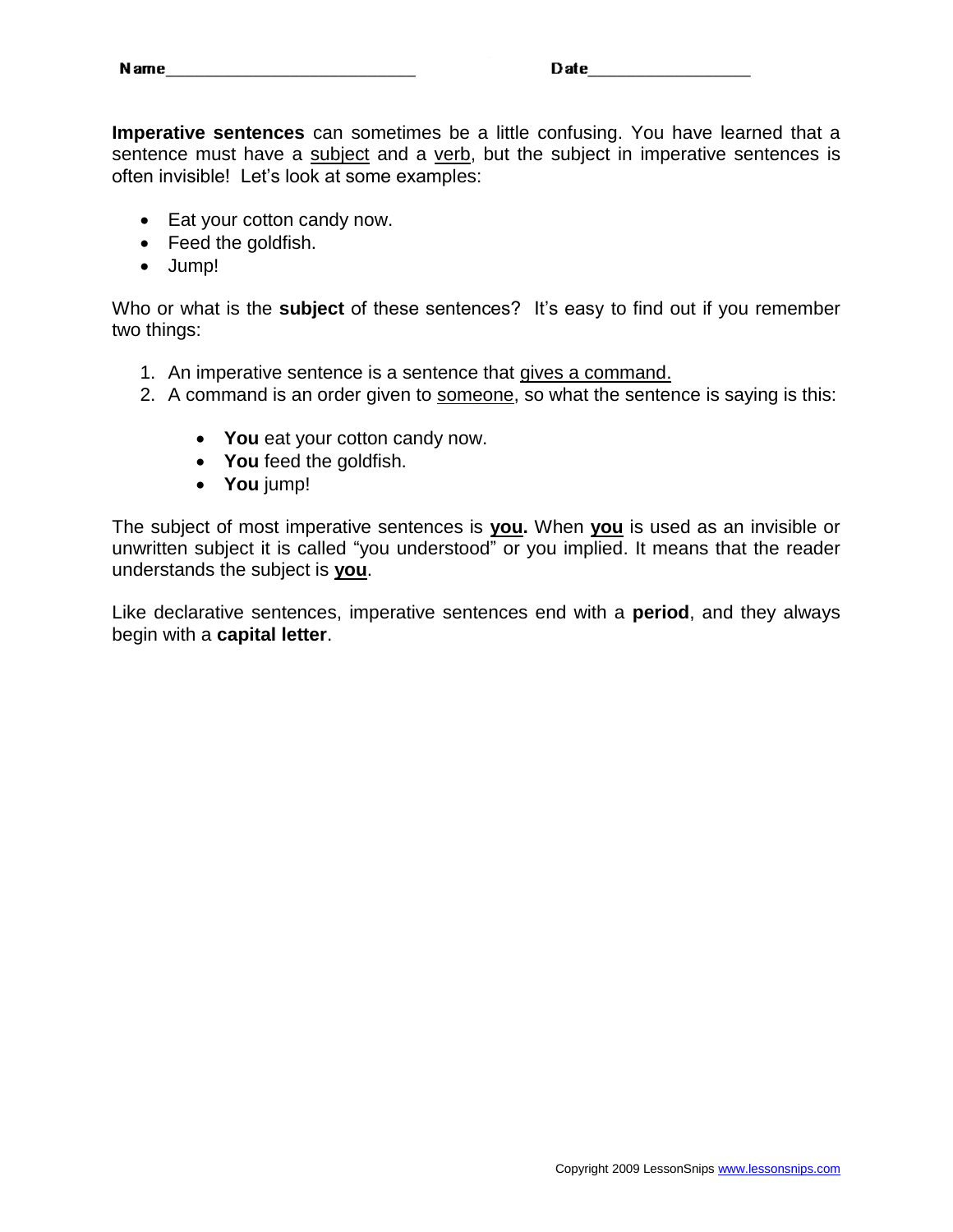Name___________________________ Date_________________

**Imperative sentences** can sometimes be a little confusing. You have learned that a sentence must have a <u>subject</u> and a <u>verb</u>, but the subject in imperative sentences is often invisible! Let's look at some examples:

- Eat your cotton candy now.
- Feed the goldfish.
- Jump!

Who or what is the **subject** of these sentences? It's easy to find out if you remember two things:

1. An imperative sentence is a sentence that <u>gives a command.</u>
2. A command is an order given to <u>someone</u>, so what the sentence is saying is this:

    - **You** eat your cotton candy now.
    - **You** feed the goldfish.
    - **You** jump!

The subject of most imperative sentences is <u>**you.**</u> When <u>**you**</u> is used as an invisible or unwritten subject it is called "you understood" or you implied. It means that the reader understands the subject is <u>**you**</u>.

Like declarative sentences, imperative sentences end with a **period**, and they always begin with a **capital letter**.

Copyright 2009 LessonSnips www.lessonsnips.com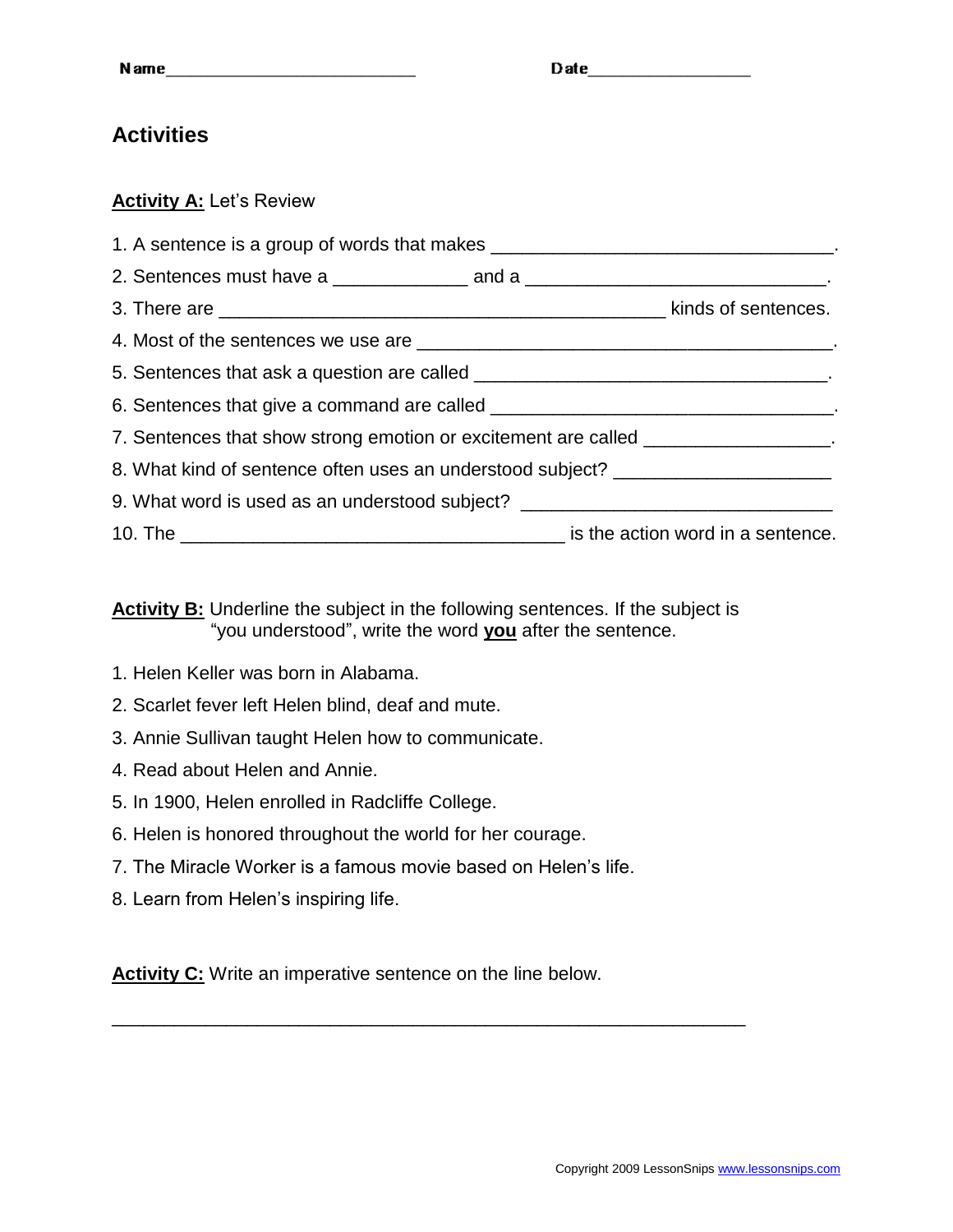Name___________________________ Date_________________

## Activities

**Activity A:** Let's Review

1. A sentence is a group of words that makes _________________________________.
2. Sentences must have a _____________ and a _____________________________.
3. There are ___________________________________________ kinds of sentences.
4. Most of the sentences we use are _______________________________________.
5. Sentences that ask a question are called __________________________________.
6. Sentences that give a command are called _________________________________.
7. Sentences that show strong emotion or excitement are called _________________.
8. What kind of sentence often uses an understood subject? ____________________
9. What word is used as an understood subject? ______________________________
10. The _____________________________________ is the action word in a sentence.

**Activity B:** Underline the subject in the following sentences. If the subject is "you understood", write the word **you** after the sentence.

1. Helen Keller was born in Alabama.
2. Scarlet fever left Helen blind, deaf and mute.
3. Annie Sullivan taught Helen how to communicate.
4. Read about Helen and Annie.
5. In 1900, Helen enrolled in Radcliffe College.
6. Helen is honored throughout the world for her courage.
7. The Miracle Worker is a famous movie based on Helen's life.
8. Learn from Helen's inspiring life.

**Activity C:** Write an imperative sentence on the line below.

______________________________________________________________

Copyright 2009 LessonSnips www.lessonsnips.com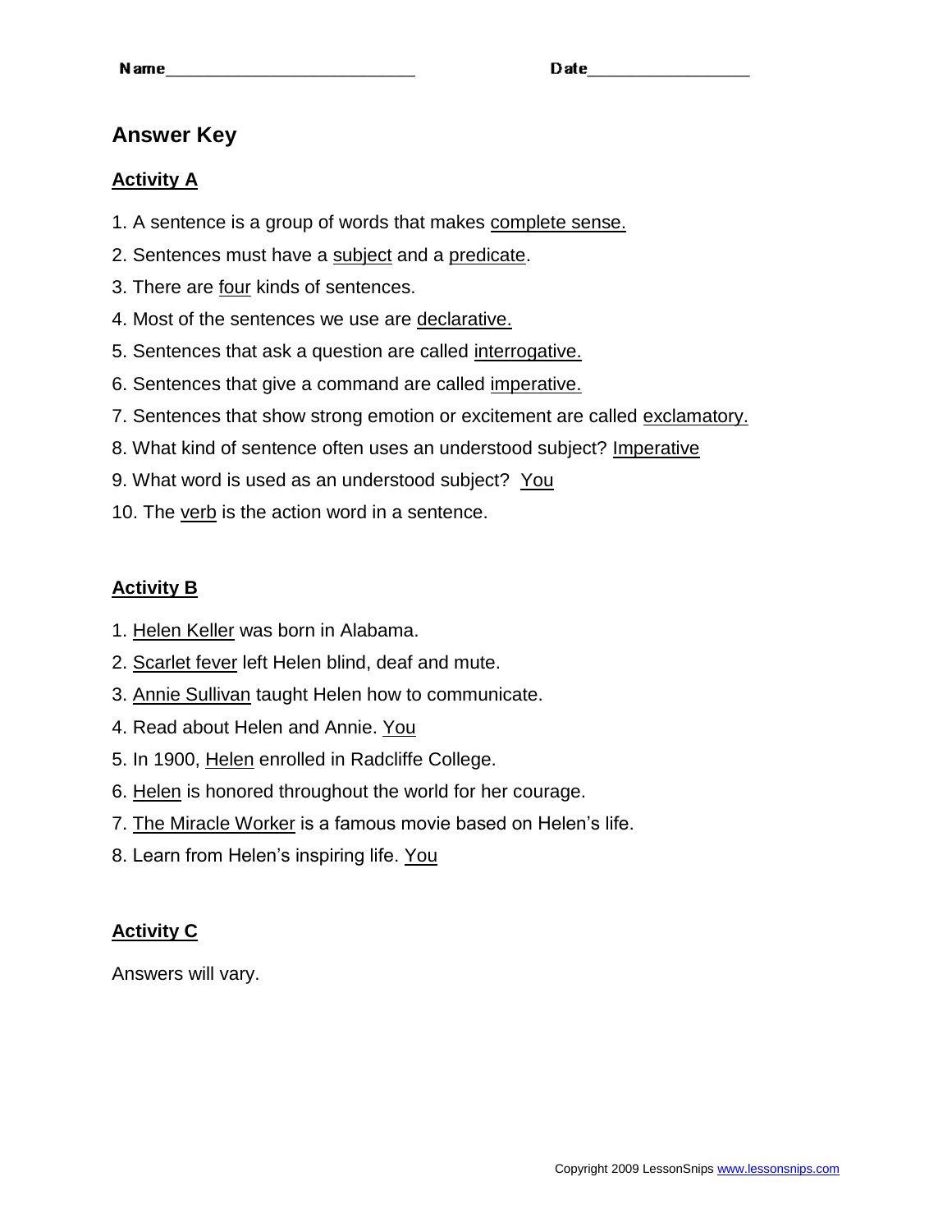Name____________________________ Date__________________

## Answer Key

### Activity A

1. A sentence is a group of words that makes complete sense.
2. Sentences must have a subject and a predicate.
3. There are four kinds of sentences.
4. Most of the sentences we use are declarative.
5. Sentences that ask a question are called interrogative.
6. Sentences that give a command are called imperative.
7. Sentences that show strong emotion or excitement are called exclamatory.
8. What kind of sentence often uses an understood subject? Imperative
9. What word is used as an understood subject? You
10. The verb is the action word in a sentence.

### Activity B

1. Helen Keller was born in Alabama.
2. Scarlet fever left Helen blind, deaf and mute.
3. Annie Sullivan taught Helen how to communicate.
4. Read about Helen and Annie. You
5. In 1900, Helen enrolled in Radcliffe College.
6. Helen is honored throughout the world for her courage.
7. The Miracle Worker is a famous movie based on Helen's life.
8. Learn from Helen's inspiring life. You

### Activity C

Answers will vary.

Copyright 2009 LessonSnips www.lessonsnips.com